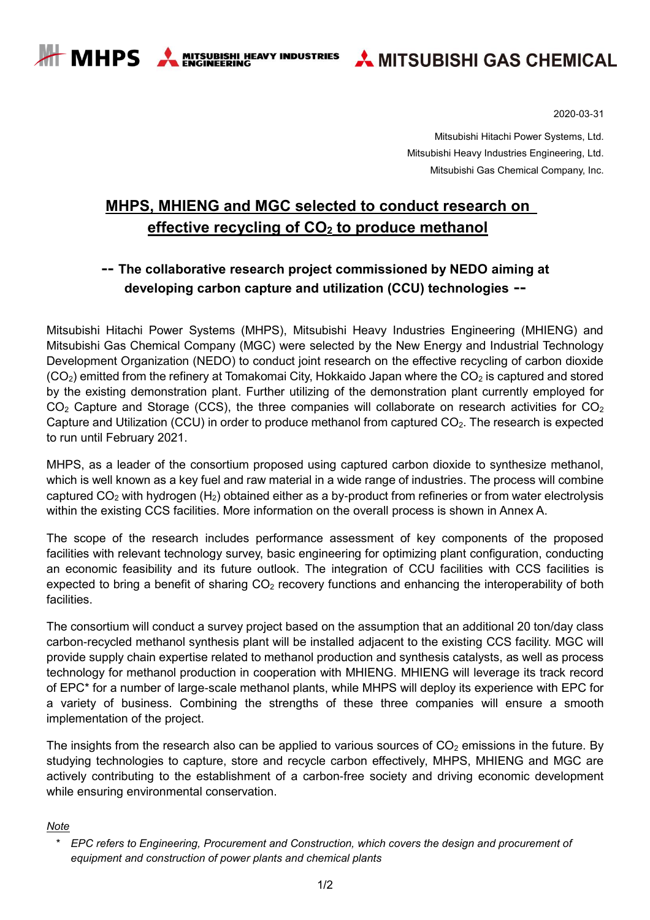MHPS MITSUBISHI HEAVY INDUSTRIES ENGINEERING MITSUBISHI GAS CHEMICAL

2020-03-31

Mitsubishi Hitachi Power Systems, Ltd.
Mitsubishi Heavy Industries Engineering, Ltd.
Mitsubishi Gas Chemical Company, Inc.

# MHPS, MHIENG and MGC selected to conduct research on effective recycling of $CO_2$ to produce methanol

## -- The collaborative research project commissioned by NEDO aiming at developing carbon capture and utilization (CCU) technologies --

Mitsubishi Hitachi Power Systems (MHPS), Mitsubishi Heavy Industries Engineering (MHIENG) and Mitsubishi Gas Chemical Company (MGC) were selected by the New Energy and Industrial Technology Development Organization (NEDO) to conduct joint research on the effective recycling of carbon dioxide ($CO_2$) emitted from the refinery at Tomakomai City, Hokkaido Japan where the $CO_2$ is captured and stored by the existing demonstration plant. Further utilizing of the demonstration plant currently employed for $CO_2$ Capture and Storage (CCS), the three companies will collaborate on research activities for $CO_2$ Capture and Utilization (CCU) in order to produce methanol from captured $CO_2$. The research is expected to run until February 2021.

MHPS, as a leader of the consortium proposed using captured carbon dioxide to synthesize methanol, which is well known as a key fuel and raw material in a wide range of industries. The process will combine captured $CO_2$ with hydrogen ($H_2$) obtained either as a by-product from refineries or from water electrolysis within the existing CCS facilities. More information on the overall process is shown in Annex A.

The scope of the research includes performance assessment of key components of the proposed facilities with relevant technology survey, basic engineering for optimizing plant configuration, conducting an economic feasibility and its future outlook. The integration of CCU facilities with CCS facilities is expected to bring a benefit of sharing $CO_2$ recovery functions and enhancing the interoperability of both facilities.

The consortium will conduct a survey project based on the assumption that an additional 20 ton/day class carbon-recycled methanol synthesis plant will be installed adjacent to the existing CCS facility. MGC will provide supply chain expertise related to methanol production and synthesis catalysts, as well as process technology for methanol production in cooperation with MHIENG. MHIENG will leverage its track record of EPC* for a number of large-scale methanol plants, while MHPS will deploy its experience with EPC for a variety of business. Combining the strengths of these three companies will ensure a smooth implementation of the project.

The insights from the research also can be applied to various sources of $CO_2$ emissions in the future. By studying technologies to capture, store and recycle carbon effectively, MHPS, MHIENG and MGC are actively contributing to the establishment of a carbon-free society and driving economic development while ensuring environmental conservation.

*Note*

\* *EPC refers to Engineering, Procurement and Construction, which covers the design and procurement of equipment and construction of power plants and chemical plants*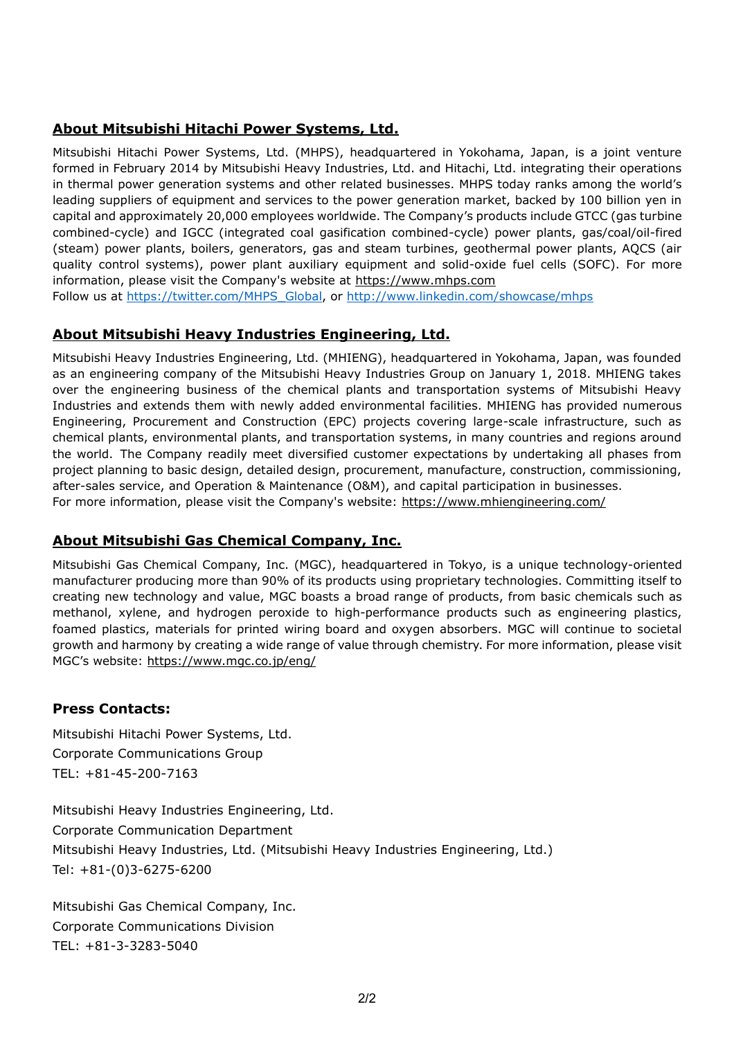## About Mitsubishi Hitachi Power Systems, Ltd.

Mitsubishi Hitachi Power Systems, Ltd. (MHPS), headquartered in Yokohama, Japan, is a joint venture formed in February 2014 by Mitsubishi Heavy Industries, Ltd. and Hitachi, Ltd. integrating their operations in thermal power generation systems and other related businesses. MHPS today ranks among the world's leading suppliers of equipment and services to the power generation market, backed by 100 billion yen in capital and approximately 20,000 employees worldwide. The Company's products include GTCC (gas turbine combined-cycle) and IGCC (integrated coal gasification combined-cycle) power plants, gas/coal/oil-fired (steam) power plants, boilers, generators, gas and steam turbines, geothermal power plants, AQCS (air quality control systems), power plant auxiliary equipment and solid-oxide fuel cells (SOFC). For more information, please visit the Company's website at https://www.mhps.com

Follow us at https://twitter.com/MHPS_Global, or http://www.linkedin.com/showcase/mhps

## About Mitsubishi Heavy Industries Engineering, Ltd.

Mitsubishi Heavy Industries Engineering, Ltd. (MHIENG), headquartered in Yokohama, Japan, was founded as an engineering company of the Mitsubishi Heavy Industries Group on January 1, 2018. MHIENG takes over the engineering business of the chemical plants and transportation systems of Mitsubishi Heavy Industries and extends them with newly added environmental facilities. MHIENG has provided numerous Engineering, Procurement and Construction (EPC) projects covering large-scale infrastructure, such as chemical plants, environmental plants, and transportation systems, in many countries and regions around the world. The Company readily meet diversified customer expectations by undertaking all phases from project planning to basic design, detailed design, procurement, manufacture, construction, commissioning, after-sales service, and Operation & Maintenance (O&M), and capital participation in businesses.

For more information, please visit the Company's website: https://www.mhiengineering.com/

## About Mitsubishi Gas Chemical Company, Inc.

Mitsubishi Gas Chemical Company, Inc. (MGC), headquartered in Tokyo, is a unique technology-oriented manufacturer producing more than 90% of its products using proprietary technologies. Committing itself to creating new technology and value, MGC boasts a broad range of products, from basic chemicals such as methanol, xylene, and hydrogen peroxide to high-performance products such as engineering plastics, foamed plastics, materials for printed wiring board and oxygen absorbers. MGC will continue to societal growth and harmony by creating a wide range of value through chemistry. For more information, please visit MGC's website: https://www.mgc.co.jp/eng/

### Press Contacts:

Mitsubishi Hitachi Power Systems, Ltd.
Corporate Communications Group
TEL: +81-45-200-7163

Mitsubishi Heavy Industries Engineering, Ltd.
Corporate Communication Department
Mitsubishi Heavy Industries, Ltd. (Mitsubishi Heavy Industries Engineering, Ltd.)
Tel: +81-(0)3-6275-6200

Mitsubishi Gas Chemical Company, Inc.
Corporate Communications Division
TEL: +81-3-3283-5040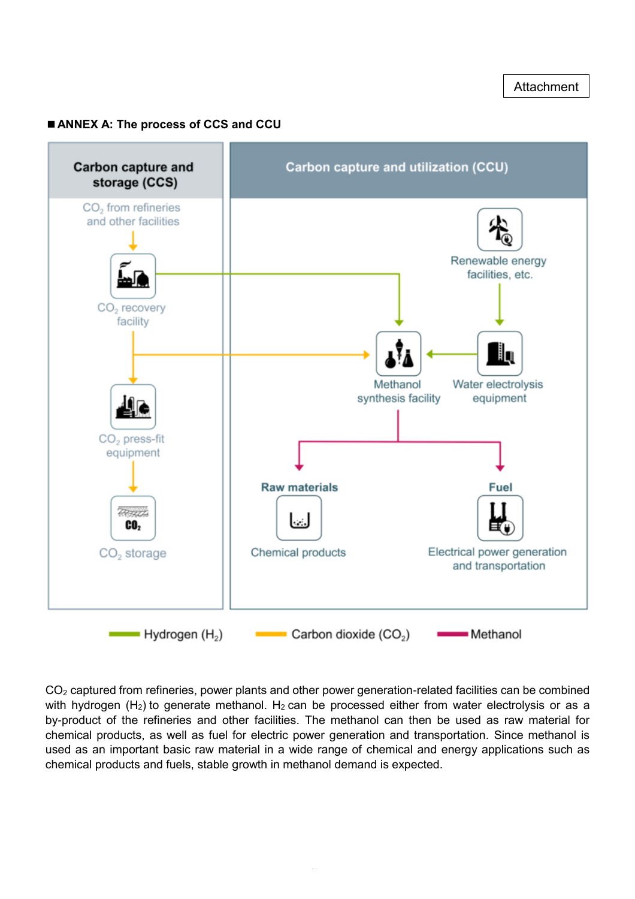Attachment

**■ ANNEX A: The process of CCS and CCU**

Carbon capture and storage (CCS)

Carbon capture and utilization (CCU)

$CO_2$ from refineries and other facilities

$CO_2$ recovery facility

$CO_2$ press-fit equipment

$CO_2$ storage

Renewable energy facilities, etc.

Methanol synthesis facility

Water electrolysis equipment

Raw materials

Chemical products

Fuel

Electrical power generation and transportation

Hydrogen ($H_2$)

Carbon dioxide ($CO_2$)

Methanol

$CO_2$ captured from refineries, power plants and other power generation-related facilities can be combined with hydrogen ($H_2$) to generate methanol. $H_2$ can be processed either from water electrolysis or as a by-product of the refineries and other facilities. The methanol can then be used as raw material for chemical products, as well as fuel for electric power generation and transportation. Since methanol is used as an important basic raw material in a wide range of chemical and energy applications such as chemical products and fuels, stable growth in methanol demand is expected.